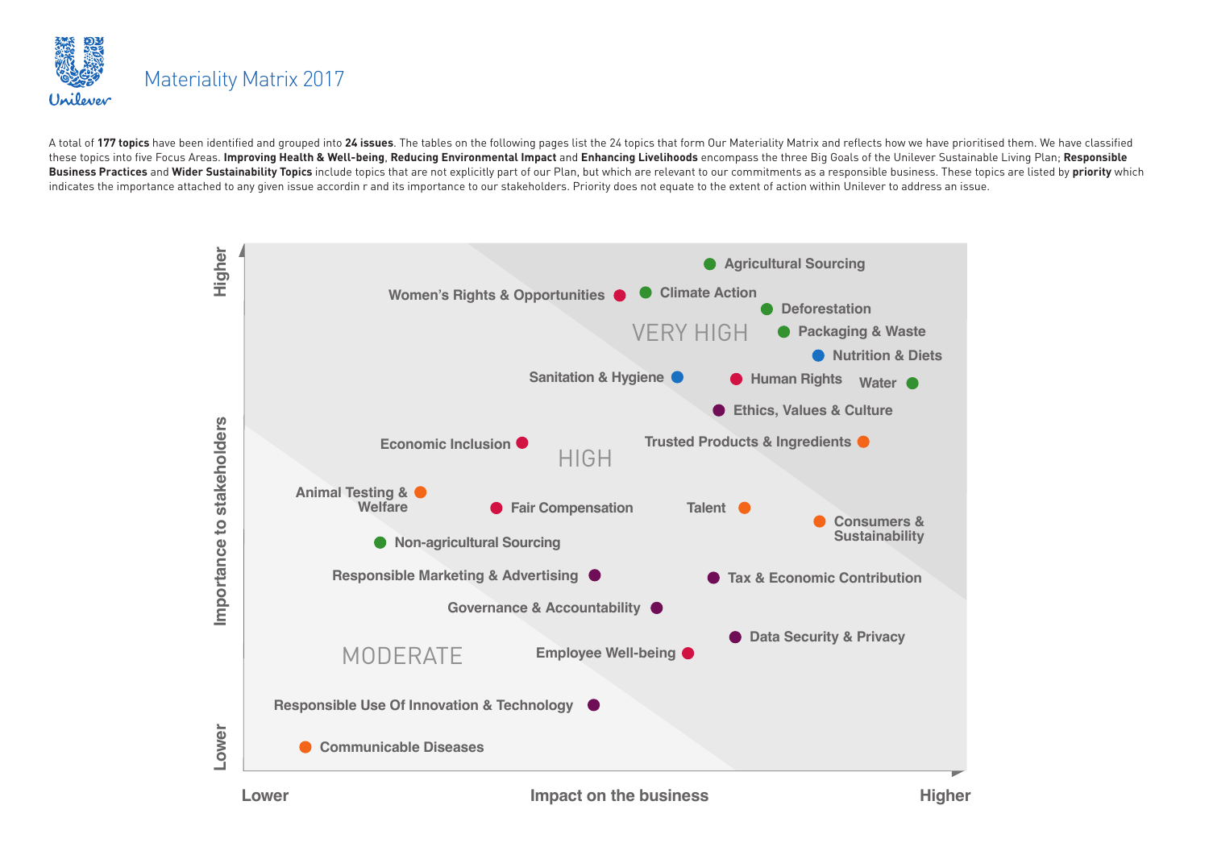# Materiality Matrix 2017

A total of **177 topics** have been identified and grouped into **24 issues**. The tables on the following pages list the 24 topics that form Our Materiality Matrix and reflects how we have prioritised them. We have classified these topics into five Focus Areas. **Improving Health & Well-being**, **Reducing Environmental Impact** and **Enhancing Livelihoods** encompass the three Big Goals of the Unilever Sustainable Living Plan; **Responsible Business Practices** and **Wider Sustainability Topics** include topics that are not explicitly part of our Plan, but which are relevant to our commitments as a responsible business. These topics are listed by **priority** which indicates the importance attached to any given issue accordin r and its importance to our stakeholders. Priority does not equate to the extent of action within Unilever to address an issue.

Importance to stakeholders (Lower → Higher) vs. Impact on the business (Lower → Higher)

**VERY HIGH**
- Agricultural Sourcing
- Women's Rights & Opportunities
- Climate Action
- Deforestation
- Packaging & Waste
- Nutrition & Diets
- Sanitation & Hygiene
- Human Rights
- Water
- Ethics, Values & Culture
- Trusted Products & Ingredients

**HIGH**
- Economic Inclusion
- Animal Testing & Welfare
- Fair Compensation
- Talent
- Consumers & Sustainability
- Non-agricultural Sourcing
- Responsible Marketing & Advertising
- Tax & Economic Contribution
- Governance & Accountability
- Data Security & Privacy
- Employee Well-being

**MODERATE**
- Responsible Use Of Innovation & Technology
- Communicable Diseases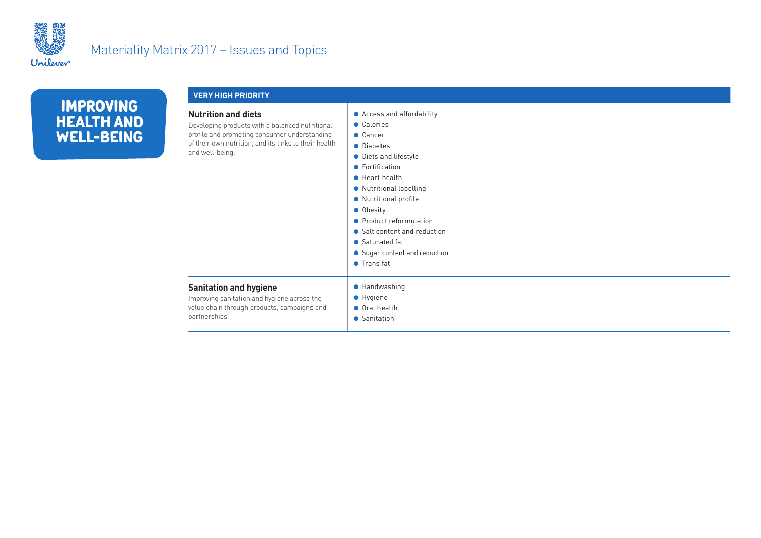# Materiality Matrix 2017 – Issues and Topics

## IMPROVING HEALTH AND WELL-BEING

### VERY HIGH PRIORITY

| Issue | Topics |
| --- | --- |
| **Nutrition and diets**<br>Developing products with a balanced nutritional profile and promoting consumer understanding of their own nutrition, and its links to their health and well-being. | • Access and affordability<br>• Calories<br>• Cancer<br>• Diabetes<br>• Diets and lifestyle<br>• Fortification<br>• Heart health<br>• Nutritional labelling<br>• Nutritional profile<br>• Obesity<br>• Product reformulation<br>• Salt content and reduction<br>• Saturated fat<br>• Sugar content and reduction<br>• Trans fat |
| **Sanitation and hygiene**<br>Improving sanitation and hygiene across the value chain through products, campaigns and partnerships. | • Handwashing<br>• Hygiene<br>• Oral health<br>• Sanitation |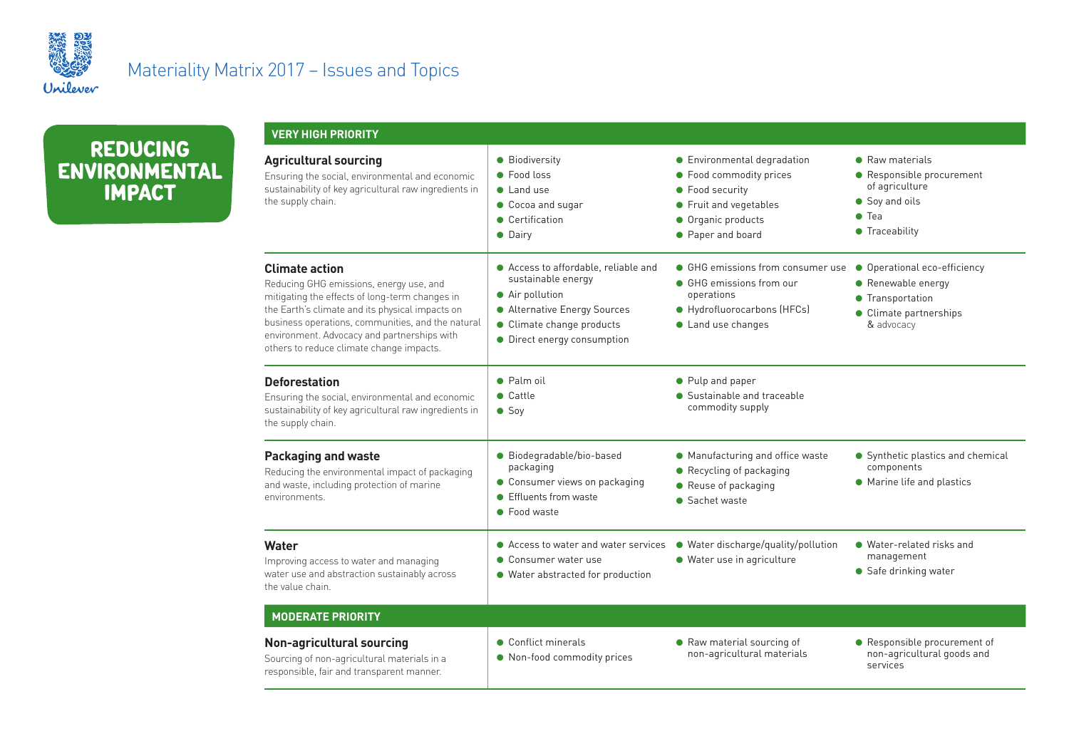# Materiality Matrix 2017 – Issues and Topics

## REDUCING ENVIRONMENTAL IMPACT

### VERY HIGH PRIORITY

| Issue | Topics | | |
|---|---|---|---|
| **Agricultural sourcing**<br>Ensuring the social, environmental and economic sustainability of key agricultural raw ingredients in the supply chain. | • Biodiversity<br>• Food loss<br>• Land use<br>• Cocoa and sugar<br>• Certification<br>• Dairy | • Environmental degradation<br>• Food commodity prices<br>• Food security<br>• Fruit and vegetables<br>• Organic products<br>• Paper and board | • Raw materials<br>• Responsible procurement of agriculture<br>• Soy and oils<br>• Tea<br>• Traceability |
| **Climate action**<br>Reducing GHG emissions, energy use, and mitigating the effects of long-term changes in the Earth's climate and its physical impacts on business operations, communities, and the natural environment. Advocacy and partnerships with others to reduce climate change impacts. | • Access to affordable, reliable and sustainable energy<br>• Air pollution<br>• Alternative Energy Sources<br>• Climate change products<br>• Direct energy consumption | • GHG emissions from consumer use<br>• GHG emissions from our operations<br>• Hydrofluorocarbons (HFCs)<br>• Land use changes | • Operational eco-efficiency<br>• Renewable energy<br>• Transportation<br>• Climate partnerships & advocacy |
| **Deforestation**<br>Ensuring the social, environmental and economic sustainability of key agricultural raw ingredients in the supply chain. | • Palm oil<br>• Cattle<br>• Soy | • Pulp and paper<br>• Sustainable and traceable commodity supply | |
| **Packaging and waste**<br>Reducing the environmental impact of packaging and waste, including protection of marine environments. | • Biodegradable/bio-based packaging<br>• Consumer views on packaging<br>• Effluents from waste<br>• Food waste | • Manufacturing and office waste<br>• Recycling of packaging<br>• Reuse of packaging<br>• Sachet waste | • Synthetic plastics and chemical components<br>• Marine life and plastics |
| **Water**<br>Improving access to water and managing water use and abstraction sustainably across the value chain. | • Access to water and water services<br>• Consumer water use<br>• Water abstracted for production | • Water discharge/quality/pollution<br>• Water use in agriculture | • Water-related risks and management<br>• Safe drinking water |

### MODERATE PRIORITY

| Issue | Topics | | |
|---|---|---|---|
| **Non-agricultural sourcing**<br>Sourcing of non-agricultural materials in a responsible, fair and transparent manner. | • Conflict minerals<br>• Non-food commodity prices | • Raw material sourcing of non-agricultural materials | • Responsible procurement of non-agricultural goods and services |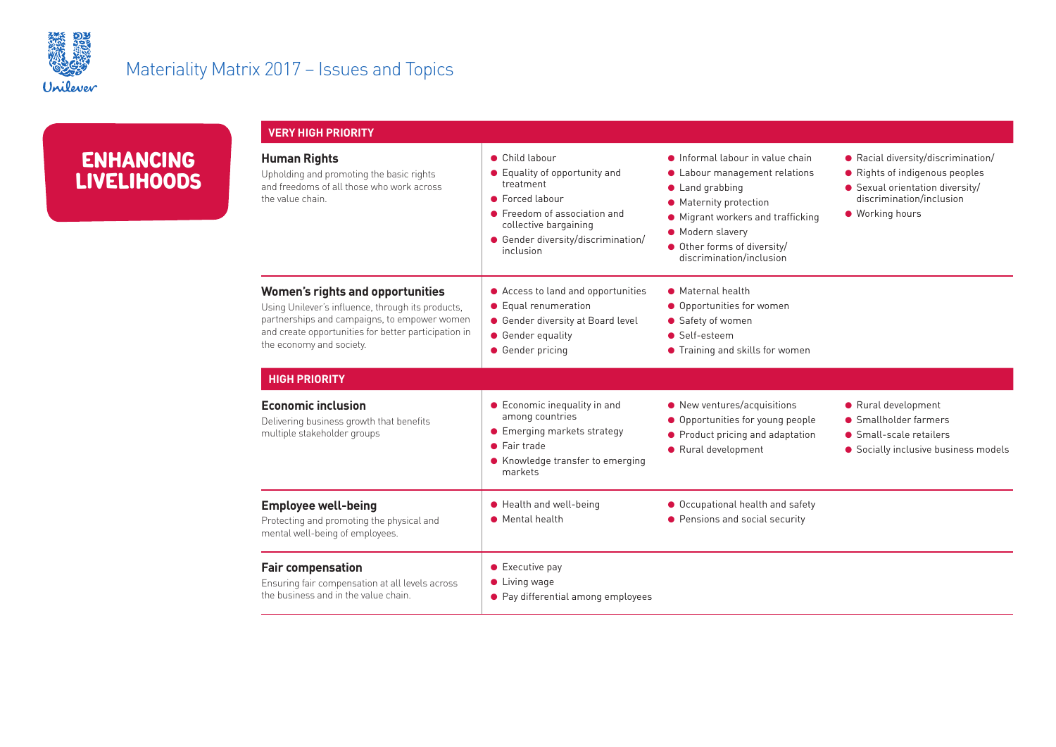# Materiality Matrix 2017 – Issues and Topics

## ENHANCING LIVELIHOODS

### VERY HIGH PRIORITY

**Human Rights**

Upholding and promoting the basic rights and freedoms of all those who work across the value chain.

- Child labour
- Equality of opportunity and treatment
- Forced labour
- Freedom of association and collective bargaining
- Gender diversity/discrimination/inclusion
- Informal labour in value chain
- Labour management relations
- Land grabbing
- Maternity protection
- Migrant workers and trafficking
- Modern slavery
- Other forms of diversity/discrimination/inclusion
- Racial diversity/discrimination/
- Rights of indigenous peoples
- Sexual orientation diversity/discrimination/inclusion
- Working hours

**Women's rights and opportunities**

Using Unilever's influence, through its products, partnerships and campaigns, to empower women and create opportunities for better participation in the economy and society.

- Access to land and opportunities
- Equal renumeration
- Gender diversity at Board level
- Gender equality
- Gender pricing
- Maternal health
- Opportunities for women
- Safety of women
- Self-esteem
- Training and skills for women

### HIGH PRIORITY

**Economic inclusion**

Delivering business growth that benefits multiple stakeholder groups

- Economic inequality in and among countries
- Emerging markets strategy
- Fair trade
- Knowledge transfer to emerging markets
- New ventures/acquisitions
- Opportunities for young people
- Product pricing and adaptation
- Rural development
- Rural development
- Smallholder farmers
- Small-scale retailers
- Socially inclusive business models

**Employee well-being**

Protecting and promoting the physical and mental well-being of employees.

- Health and well-being
- Mental health
- Occupational health and safety
- Pensions and social security

**Fair compensation**

Ensuring fair compensation at all levels across the business and in the value chain.

- Executive pay
- Living wage
- Pay differential among employees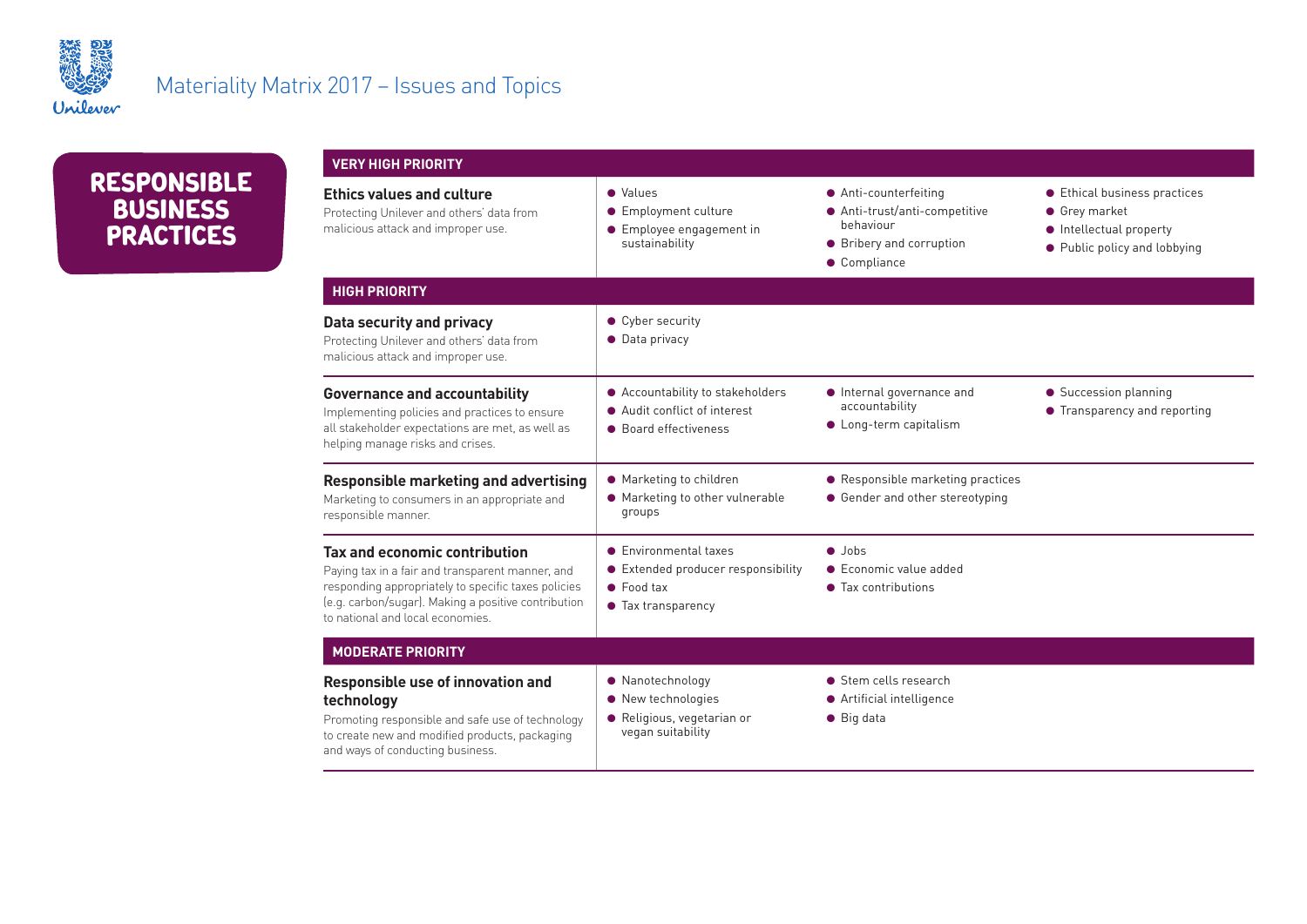# Materiality Matrix 2017 – Issues and Topics

## RESPONSIBLE BUSINESS PRACTICES

### VERY HIGH PRIORITY

**Ethics values and culture**

Protecting Unilever and others' data from malicious attack and improper use.

- Values
- Employment culture
- Employee engagement in sustainability
- Anti-counterfeiting
- Anti-trust/anti-competitive behaviour
- Bribery and corruption
- Compliance
- Ethical business practices
- Grey market
- Intellectual property
- Public policy and lobbying

### HIGH PRIORITY

**Data security and privacy**

Protecting Unilever and others' data from malicious attack and improper use.

- Cyber security
- Data privacy

**Governance and accountability**

Implementing policies and practices to ensure all stakeholder expectations are met, as well as helping manage risks and crises.

- Accountability to stakeholders
- Audit conflict of interest
- Board effectiveness
- Internal governance and accountability
- Long-term capitalism
- Succession planning
- Transparency and reporting

**Responsible marketing and advertising**

Marketing to consumers in an appropriate and responsible manner.

- Marketing to children
- Marketing to other vulnerable groups
- Responsible marketing practices
- Gender and other stereotyping

**Tax and economic contribution**

Paying tax in a fair and transparent manner, and responding appropriately to specific taxes policies (e.g. carbon/sugar). Making a positive contribution to national and local economies.

- Environmental taxes
- Extended producer responsibility
- Food tax
- Tax transparency
- Jobs
- Economic value added
- Tax contributions

### MODERATE PRIORITY

**Responsible use of innovation and technology**

Promoting responsible and safe use of technology to create new and modified products, packaging and ways of conducting business.

- Nanotechnology
- New technologies
- Religious, vegetarian or vegan suitability
- Stem cells research
- Artificial intelligence
- Big data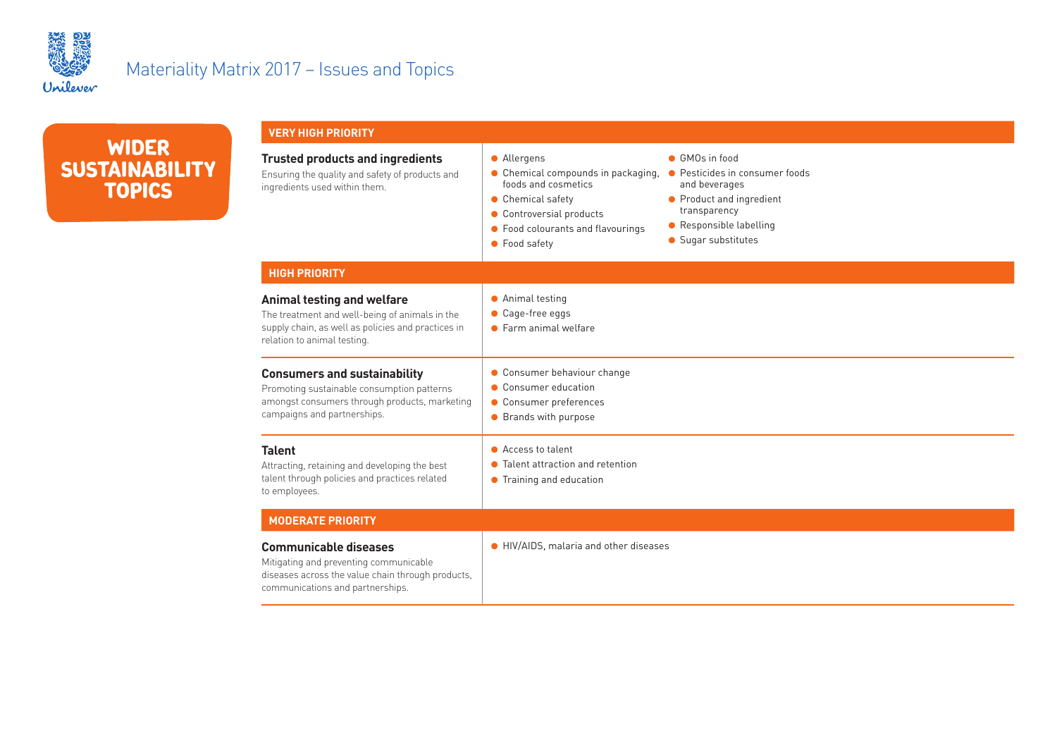# Materiality Matrix 2017 – Issues and Topics

## WIDER SUSTAINABILITY TOPICS

### VERY HIGH PRIORITY

**Trusted products and ingredients**

Ensuring the quality and safety of products and ingredients used within them.

- Allergens
- Chemical compounds in packaging, foods and cosmetics
- Chemical safety
- Controversial products
- Food colourants and flavourings
- Food safety
- GMOs in food
- Pesticides in consumer foods and beverages
- Product and ingredient transparency
- Responsible labelling
- Sugar substitutes

### HIGH PRIORITY

**Animal testing and welfare**

The treatment and well-being of animals in the supply chain, as well as policies and practices in relation to animal testing.

- Animal testing
- Cage-free eggs
- Farm animal welfare

**Consumers and sustainability**

Promoting sustainable consumption patterns amongst consumers through products, marketing campaigns and partnerships.

- Consumer behaviour change
- Consumer education
- Consumer preferences
- Brands with purpose

**Talent**

Attracting, retaining and developing the best talent through policies and practices related to employees.

- Access to talent
- Talent attraction and retention
- Training and education

### MODERATE PRIORITY

**Communicable diseases**

Mitigating and preventing communicable diseases across the value chain through products, communications and partnerships.

- HIV/AIDS, malaria and other diseases